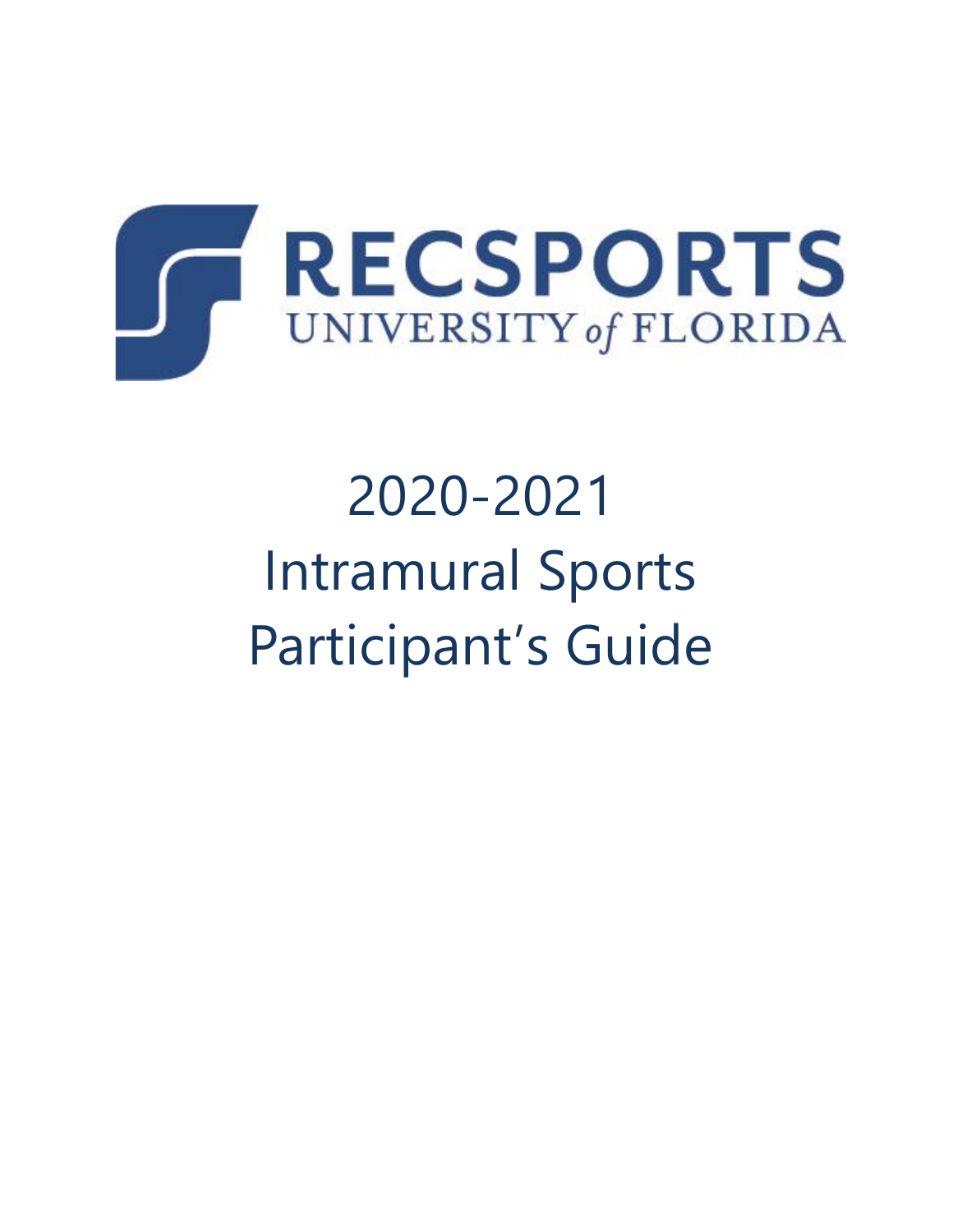RECSPORTS
UNIVERSITY of FLORIDA

# 2020-2021 Intramural Sports Participant's Guide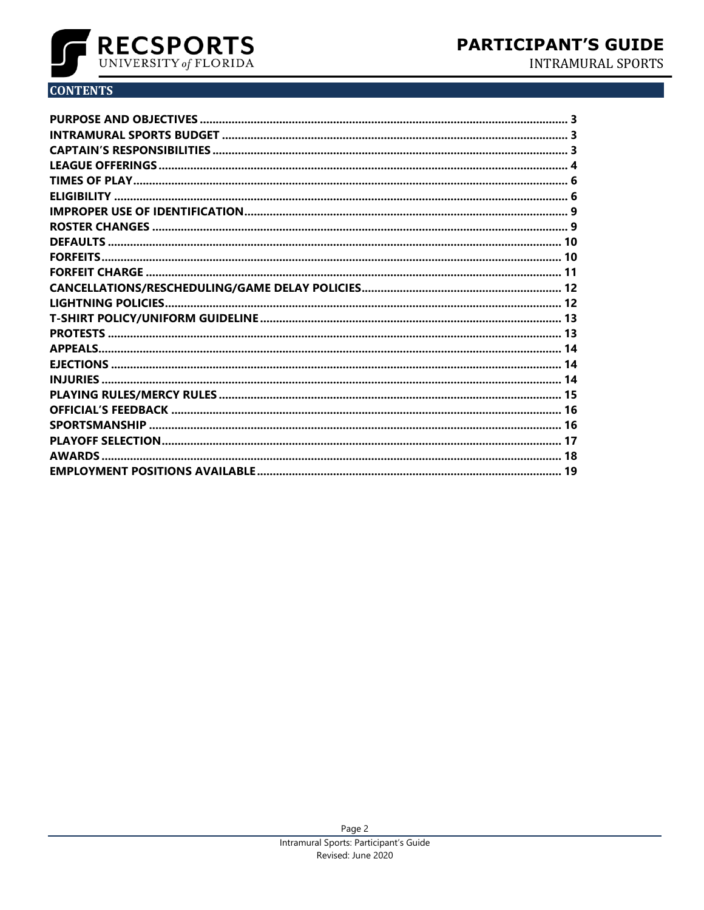## CONTENTS

| | |
|---|---|
| **PURPOSE AND OBJECTIVES** | **3** |
| **INTRAMURAL SPORTS BUDGET** | **3** |
| **CAPTAIN'S RESPONSIBILITIES** | **3** |
| **LEAGUE OFFERINGS** | **4** |
| **TIMES OF PLAY** | **6** |
| **ELIGIBILITY** | **6** |
| **IMPROPER USE OF IDENTIFICATION** | **9** |
| **ROSTER CHANGES** | **9** |
| **DEFAULTS** | **10** |
| **FORFEITS** | **10** |
| **FORFEIT CHARGE** | **11** |
| **CANCELLATIONS/RESCHEDULING/GAME DELAY POLICIES** | **12** |
| **LIGHTNING POLICIES** | **12** |
| **T-SHIRT POLICY/UNIFORM GUIDELINE** | **13** |
| **PROTESTS** | **13** |
| **APPEALS** | **14** |
| **EJECTIONS** | **14** |
| **INJURIES** | **14** |
| **PLAYING RULES/MERCY RULES** | **15** |
| **OFFICIAL'S FEEDBACK** | **16** |
| **SPORTSMANSHIP** | **16** |
| **PLAYOFF SELECTION** | **17** |
| **AWARDS** | **18** |
| **EMPLOYMENT POSITIONS AVAILABLE** | **19** |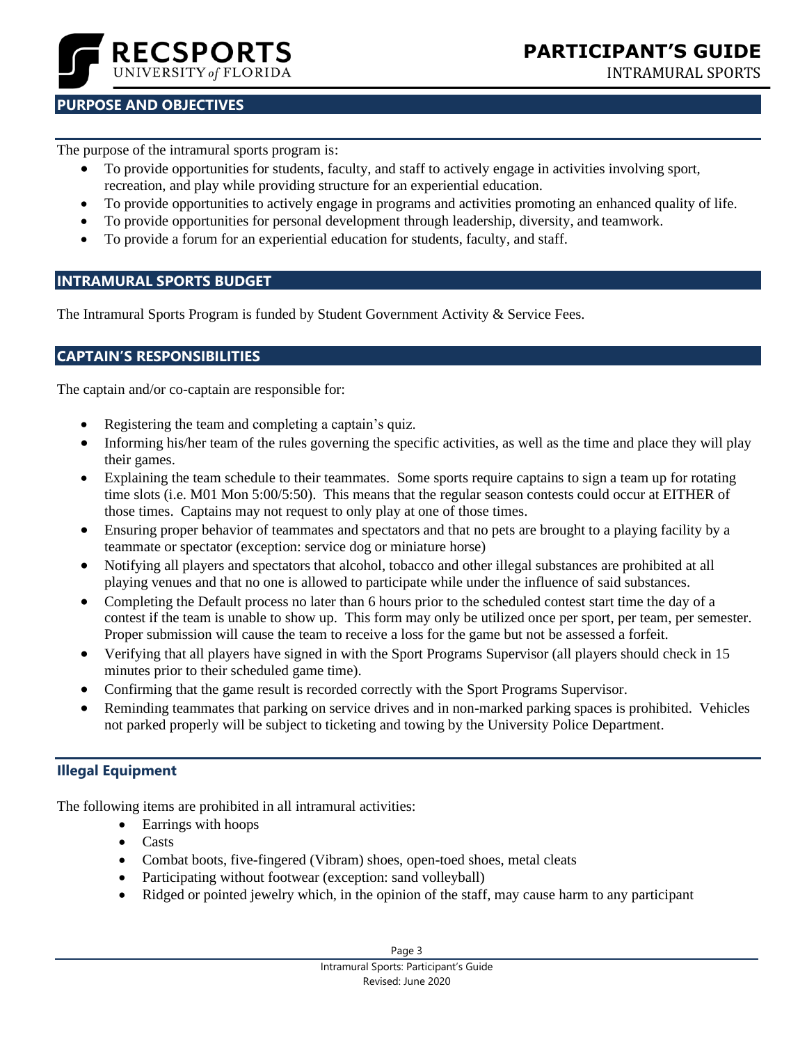## PURPOSE AND OBJECTIVES

The purpose of the intramural sports program is:

- To provide opportunities for students, faculty, and staff to actively engage in activities involving sport, recreation, and play while providing structure for an experiential education.
- To provide opportunities to actively engage in programs and activities promoting an enhanced quality of life.
- To provide opportunities for personal development through leadership, diversity, and teamwork.
- To provide a forum for an experiential education for students, faculty, and staff.

## INTRAMURAL SPORTS BUDGET

The Intramural Sports Program is funded by Student Government Activity & Service Fees.

## CAPTAIN'S RESPONSIBILITIES

The captain and/or co-captain are responsible for:

- Registering the team and completing a captain's quiz.
- Informing his/her team of the rules governing the specific activities, as well as the time and place they will play their games.
- Explaining the team schedule to their teammates. Some sports require captains to sign a team up for rotating time slots (i.e. M01 Mon 5:00/5:50). This means that the regular season contests could occur at EITHER of those times. Captains may not request to only play at one of those times.
- Ensuring proper behavior of teammates and spectators and that no pets are brought to a playing facility by a teammate or spectator (exception: service dog or miniature horse)
- Notifying all players and spectators that alcohol, tobacco and other illegal substances are prohibited at all playing venues and that no one is allowed to participate while under the influence of said substances.
- Completing the Default process no later than 6 hours prior to the scheduled contest start time the day of a contest if the team is unable to show up. This form may only be utilized once per sport, per team, per semester. Proper submission will cause the team to receive a loss for the game but not be assessed a forfeit.
- Verifying that all players have signed in with the Sport Programs Supervisor (all players should check in 15 minutes prior to their scheduled game time).
- Confirming that the game result is recorded correctly with the Sport Programs Supervisor.
- Reminding teammates that parking on service drives and in non-marked parking spaces is prohibited. Vehicles not parked properly will be subject to ticketing and towing by the University Police Department.

### Illegal Equipment

The following items are prohibited in all intramural activities:

- Earrings with hoops
- Casts
- Combat boots, five-fingered (Vibram) shoes, open-toed shoes, metal cleats
- Participating without footwear (exception: sand volleyball)
- Ridged or pointed jewelry which, in the opinion of the staff, may cause harm to any participant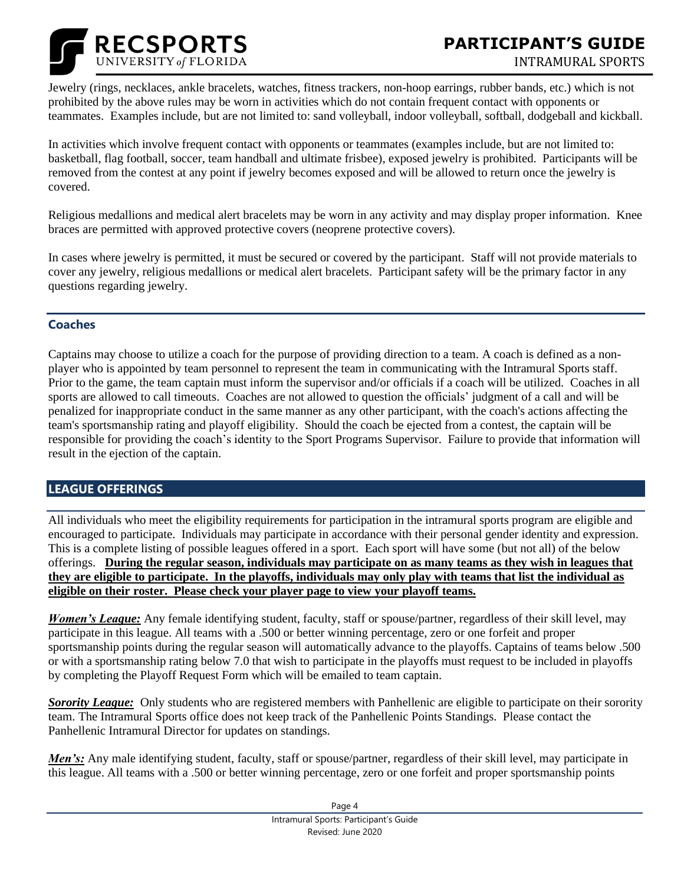Jewelry (rings, necklaces, ankle bracelets, watches, fitness trackers, non-hoop earrings, rubber bands, etc.) which is not prohibited by the above rules may be worn in activities which do not contain frequent contact with opponents or teammates. Examples include, but are not limited to: sand volleyball, indoor volleyball, softball, dodgeball and kickball.

In activities which involve frequent contact with opponents or teammates (examples include, but are not limited to: basketball, flag football, soccer, team handball and ultimate frisbee), exposed jewelry is prohibited. Participants will be removed from the contest at any point if jewelry becomes exposed and will be allowed to return once the jewelry is covered.

Religious medallions and medical alert bracelets may be worn in any activity and may display proper information. Knee braces are permitted with approved protective covers (neoprene protective covers).

In cases where jewelry is permitted, it must be secured or covered by the participant. Staff will not provide materials to cover any jewelry, religious medallions or medical alert bracelets. Participant safety will be the primary factor in any questions regarding jewelry.

### Coaches

Captains may choose to utilize a coach for the purpose of providing direction to a team. A coach is defined as a non-player who is appointed by team personnel to represent the team in communicating with the Intramural Sports staff. Prior to the game, the team captain must inform the supervisor and/or officials if a coach will be utilized. Coaches in all sports are allowed to call timeouts. Coaches are not allowed to question the officials' judgment of a call and will be penalized for inappropriate conduct in the same manner as any other participant, with the coach's actions affecting the team's sportsmanship rating and playoff eligibility. Should the coach be ejected from a contest, the captain will be responsible for providing the coach's identity to the Sport Programs Supervisor. Failure to provide that information will result in the ejection of the captain.

## LEAGUE OFFERINGS

All individuals who meet the eligibility requirements for participation in the intramural sports program are eligible and encouraged to participate. Individuals may participate in accordance with their personal gender identity and expression. This is a complete listing of possible leagues offered in a sport. Each sport will have some (but not all) of the below offerings. **During the regular season, individuals may participate on as many teams as they wish in leagues that they are eligible to participate. In the playoffs, individuals may only play with teams that list the individual as eligible on their roster. Please check your player page to view your playoff teams.**

***Women's League:*** Any female identifying student, faculty, staff or spouse/partner, regardless of their skill level, may participate in this league. All teams with a .500 or better winning percentage, zero or one forfeit and proper sportsmanship points during the regular season will automatically advance to the playoffs. Captains of teams below .500 or with a sportsmanship rating below 7.0 that wish to participate in the playoffs must request to be included in playoffs by completing the Playoff Request Form which will be emailed to team captain.

***Sorority League:*** Only students who are registered members with Panhellenic are eligible to participate on their sorority team. The Intramural Sports office does not keep track of the Panhellenic Points Standings. Please contact the Panhellenic Intramural Director for updates on standings.

***Men's:*** Any male identifying student, faculty, staff or spouse/partner, regardless of their skill level, may participate in this league. All teams with a .500 or better winning percentage, zero or one forfeit and proper sportsmanship points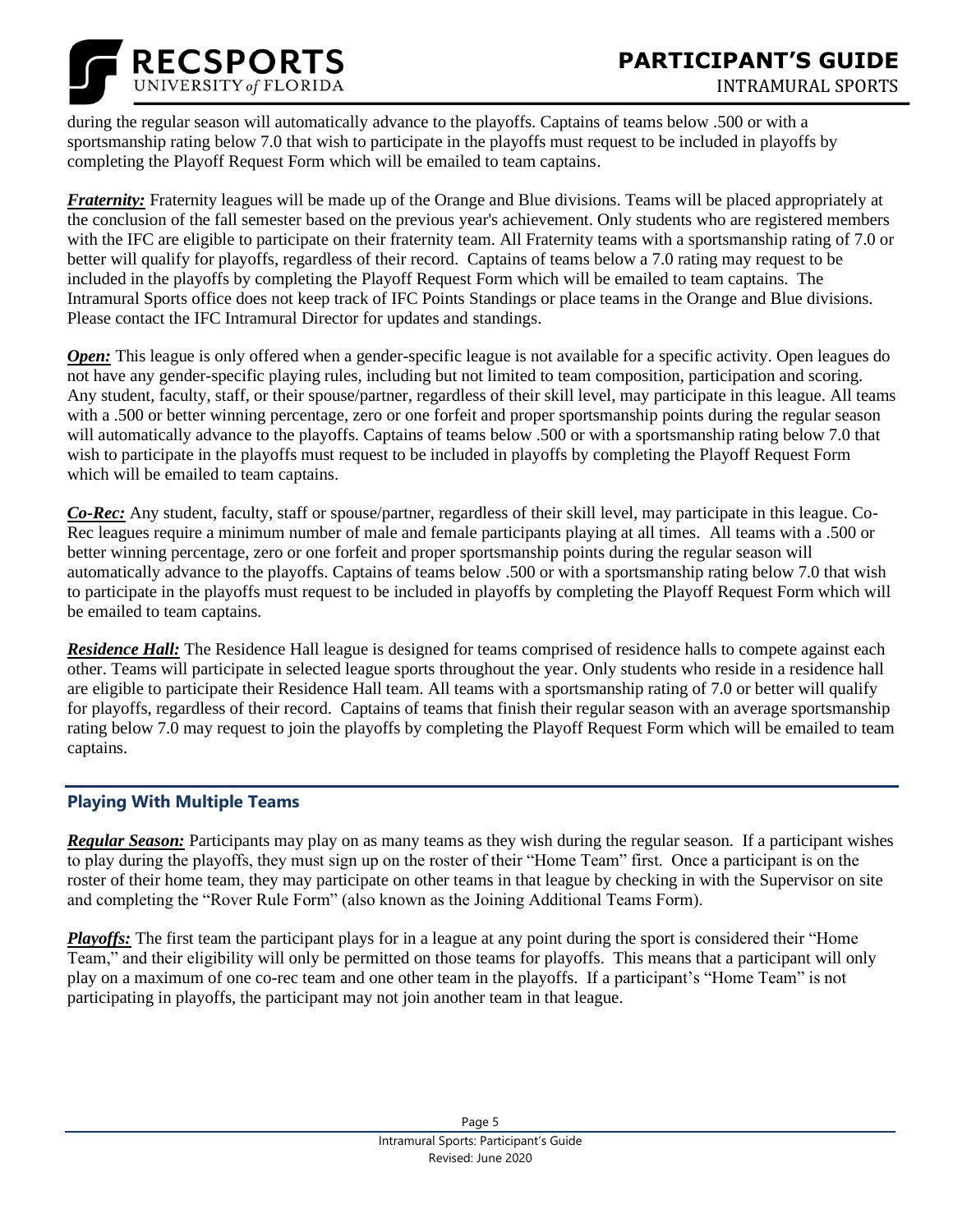during the regular season will automatically advance to the playoffs. Captains of teams below .500 or with a sportsmanship rating below 7.0 that wish to participate in the playoffs must request to be included in playoffs by completing the Playoff Request Form which will be emailed to team captains.

***Fraternity:*** Fraternity leagues will be made up of the Orange and Blue divisions. Teams will be placed appropriately at the conclusion of the fall semester based on the previous year's achievement. Only students who are registered members with the IFC are eligible to participate on their fraternity team. All Fraternity teams with a sportsmanship rating of 7.0 or better will qualify for playoffs, regardless of their record. Captains of teams below a 7.0 rating may request to be included in the playoffs by completing the Playoff Request Form which will be emailed to team captains. The Intramural Sports office does not keep track of IFC Points Standings or place teams in the Orange and Blue divisions. Please contact the IFC Intramural Director for updates and standings.

***Open:*** This league is only offered when a gender-specific league is not available for a specific activity. Open leagues do not have any gender-specific playing rules, including but not limited to team composition, participation and scoring. Any student, faculty, staff, or their spouse/partner, regardless of their skill level, may participate in this league. All teams with a .500 or better winning percentage, zero or one forfeit and proper sportsmanship points during the regular season will automatically advance to the playoffs. Captains of teams below .500 or with a sportsmanship rating below 7.0 that wish to participate in the playoffs must request to be included in playoffs by completing the Playoff Request Form which will be emailed to team captains.

***Co-Rec:*** Any student, faculty, staff or spouse/partner, regardless of their skill level, may participate in this league. Co-Rec leagues require a minimum number of male and female participants playing at all times. All teams with a .500 or better winning percentage, zero or one forfeit and proper sportsmanship points during the regular season will automatically advance to the playoffs. Captains of teams below .500 or with a sportsmanship rating below 7.0 that wish to participate in the playoffs must request to be included in playoffs by completing the Playoff Request Form which will be emailed to team captains.

***Residence Hall:*** The Residence Hall league is designed for teams comprised of residence halls to compete against each other. Teams will participate in selected league sports throughout the year. Only students who reside in a residence hall are eligible to participate their Residence Hall team. All teams with a sportsmanship rating of 7.0 or better will qualify for playoffs, regardless of their record. Captains of teams that finish their regular season with an average sportsmanship rating below 7.0 may request to join the playoffs by completing the Playoff Request Form which will be emailed to team captains.

## Playing With Multiple Teams

***Regular Season:*** Participants may play on as many teams as they wish during the regular season. If a participant wishes to play during the playoffs, they must sign up on the roster of their "Home Team" first. Once a participant is on the roster of their home team, they may participate on other teams in that league by checking in with the Supervisor on site and completing the "Rover Rule Form" (also known as the Joining Additional Teams Form).

***Playoffs:*** The first team the participant plays for in a league at any point during the sport is considered their "Home Team," and their eligibility will only be permitted on those teams for playoffs. This means that a participant will only play on a maximum of one co-rec team and one other team in the playoffs. If a participant's "Home Team" is not participating in playoffs, the participant may not join another team in that league.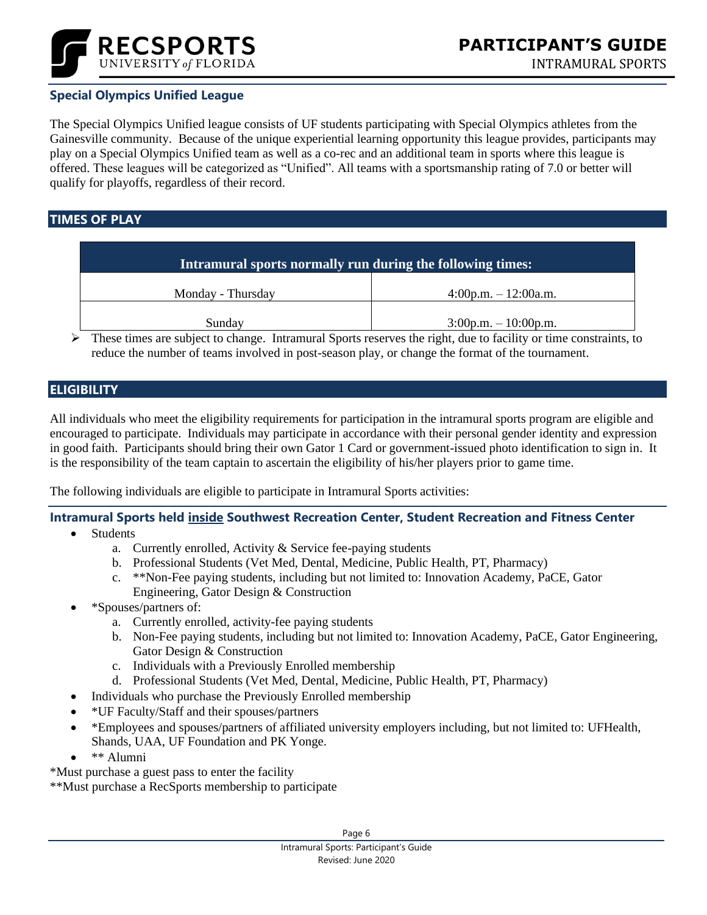### Special Olympics Unified League

The Special Olympics Unified league consists of UF students participating with Special Olympics athletes from the Gainesville community. Because of the unique experiential learning opportunity this league provides, participants may play on a Special Olympics Unified team as well as a co-rec and an additional team in sports where this league is offered. These leagues will be categorized as "Unified". All teams with a sportsmanship rating of 7.0 or better will qualify for playoffs, regardless of their record.

## TIMES OF PLAY

| Intramural sports normally run during the following times: | |
|---|---|
| Monday - Thursday | 4:00p.m. – 12:00a.m. |
| Sunday | 3:00p.m. – 10:00p.m. |

- These times are subject to change. Intramural Sports reserves the right, due to facility or time constraints, to reduce the number of teams involved in post-season play, or change the format of the tournament.

## ELIGIBILITY

All individuals who meet the eligibility requirements for participation in the intramural sports program are eligible and encouraged to participate. Individuals may participate in accordance with their personal gender identity and expression in good faith. Participants should bring their own Gator 1 Card or government-issued photo identification to sign in. It is the responsibility of the team captain to ascertain the eligibility of his/her players prior to game time.

The following individuals are eligible to participate in Intramural Sports activities:

### Intramural Sports held inside Southwest Recreation Center, Student Recreation and Fitness Center

- Students
    a. Currently enrolled, Activity & Service fee-paying students
    b. Professional Students (Vet Med, Dental, Medicine, Public Health, PT, Pharmacy)
    c. **Non-Fee paying students, including but not limited to: Innovation Academy, PaCE, Gator Engineering, Gator Design & Construction
- *Spouses/partners of:
    a. Currently enrolled, activity-fee paying students
    b. Non-Fee paying students, including but not limited to: Innovation Academy, PaCE, Gator Engineering, Gator Design & Construction
    c. Individuals with a Previously Enrolled membership
    d. Professional Students (Vet Med, Dental, Medicine, Public Health, PT, Pharmacy)
- Individuals who purchase the Previously Enrolled membership
- *UF Faculty/Staff and their spouses/partners
- *Employees and spouses/partners of affiliated university employers including, but not limited to: UFHealth, Shands, UAA, UF Foundation and PK Yonge.
- ** Alumni

*Must purchase a guest pass to enter the facility

**Must purchase a RecSports membership to participate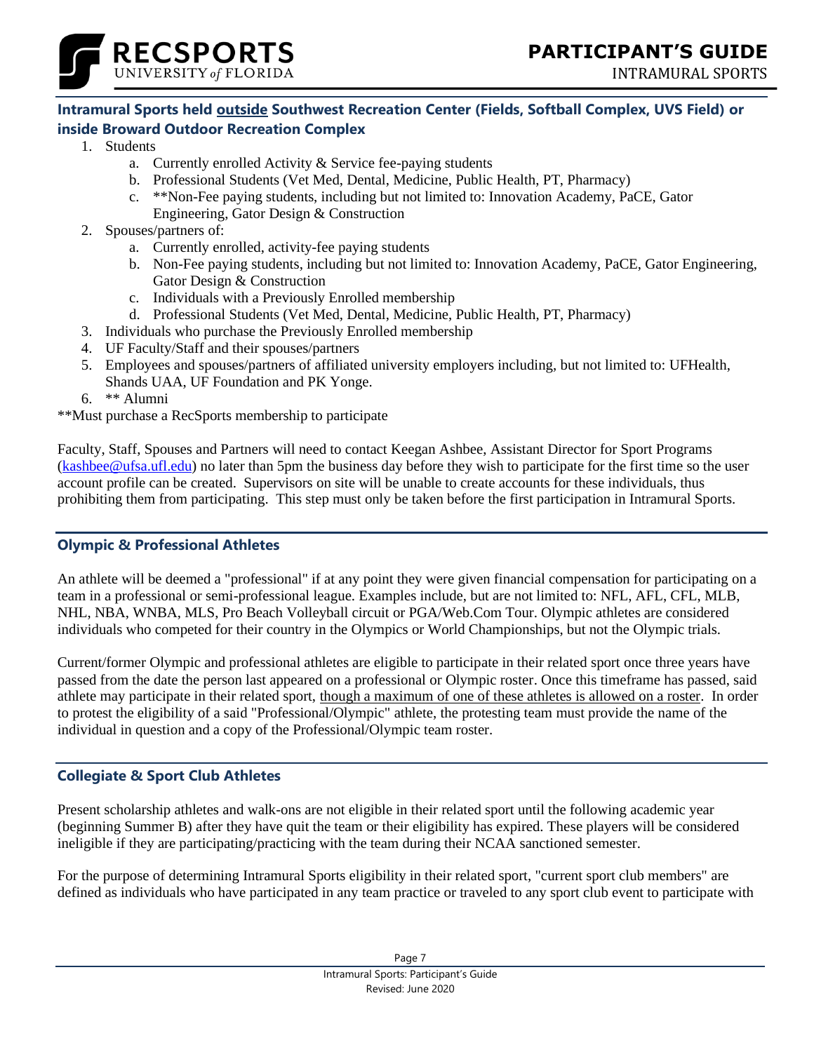### Intramural Sports held <u>outside</u> Southwest Recreation Center (Fields, Softball Complex, UVS Field) or inside Broward Outdoor Recreation Complex

1. Students
   a. Currently enrolled Activity & Service fee-paying students
   b. Professional Students (Vet Med, Dental, Medicine, Public Health, PT, Pharmacy)
   c. **Non-Fee paying students, including but not limited to: Innovation Academy, PaCE, Gator Engineering, Gator Design & Construction
2. Spouses/partners of:
   a. Currently enrolled, activity-fee paying students
   b. Non-Fee paying students, including but not limited to: Innovation Academy, PaCE, Gator Engineering, Gator Design & Construction
   c. Individuals with a Previously Enrolled membership
   d. Professional Students (Vet Med, Dental, Medicine, Public Health, PT, Pharmacy)
3. Individuals who purchase the Previously Enrolled membership
4. UF Faculty/Staff and their spouses/partners
5. Employees and spouses/partners of affiliated university employers including, but not limited to: UFHealth, Shands UAA, UF Foundation and PK Yonge.
6. ** Alumni

**Must purchase a RecSports membership to participate

Faculty, Staff, Spouses and Partners will need to contact Keegan Ashbee, Assistant Director for Sport Programs (kashbee@ufsa.ufl.edu) no later than 5pm the business day before they wish to participate for the first time so the user account profile can be created. Supervisors on site will be unable to create accounts for these individuals, thus prohibiting them from participating. This step must only be taken before the first participation in Intramural Sports.

### Olympic & Professional Athletes

An athlete will be deemed a "professional" if at any point they were given financial compensation for participating on a team in a professional or semi-professional league. Examples include, but are not limited to: NFL, AFL, CFL, MLB, NHL, NBA, WNBA, MLS, Pro Beach Volleyball circuit or PGA/Web.Com Tour. Olympic athletes are considered individuals who competed for their country in the Olympics or World Championships, but not the Olympic trials.

Current/former Olympic and professional athletes are eligible to participate in their related sport once three years have passed from the date the person last appeared on a professional or Olympic roster. Once this timeframe has passed, said athlete may participate in their related sport, <u>though a maximum of one of these athletes is allowed on a roster</u>. In order to protest the eligibility of a said "Professional/Olympic" athlete, the protesting team must provide the name of the individual in question and a copy of the Professional/Olympic team roster.

### Collegiate & Sport Club Athletes

Present scholarship athletes and walk-ons are not eligible in their related sport until the following academic year (beginning Summer B) after they have quit the team or their eligibility has expired. These players will be considered ineligible if they are participating/practicing with the team during their NCAA sanctioned semester.

For the purpose of determining Intramural Sports eligibility in their related sport, "current sport club members" are defined as individuals who have participated in any team practice or traveled to any sport club event to participate with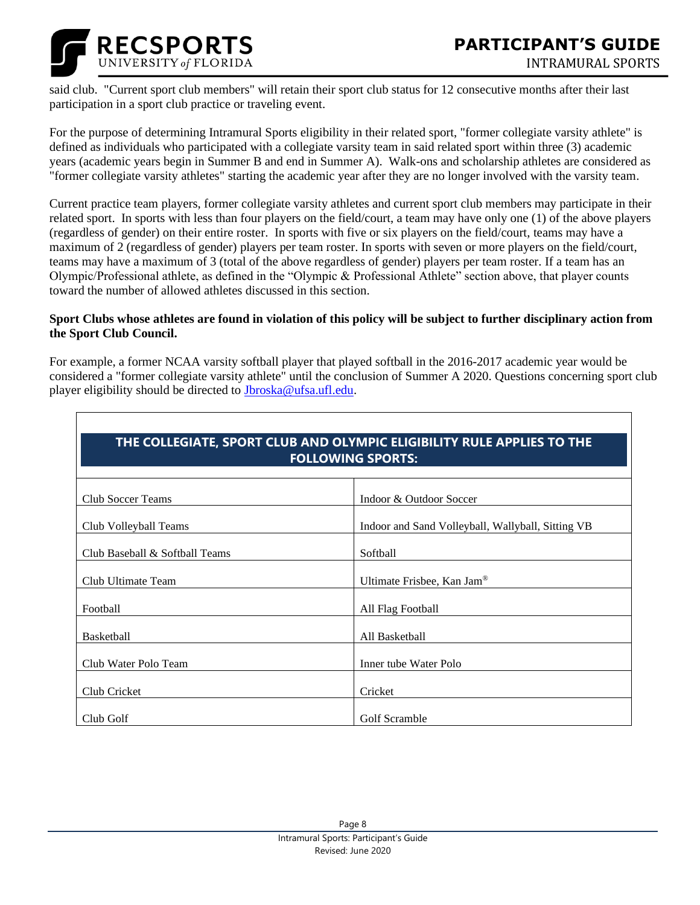said club. "Current sport club members" will retain their sport club status for 12 consecutive months after their last participation in a sport club practice or traveling event.

For the purpose of determining Intramural Sports eligibility in their related sport, "former collegiate varsity athlete" is defined as individuals who participated with a collegiate varsity team in said related sport within three (3) academic years (academic years begin in Summer B and end in Summer A). Walk-ons and scholarship athletes are considered as "former collegiate varsity athletes" starting the academic year after they are no longer involved with the varsity team.

Current practice team players, former collegiate varsity athletes and current sport club members may participate in their related sport. In sports with less than four players on the field/court, a team may have only one (1) of the above players (regardless of gender) on their entire roster. In sports with five or six players on the field/court, teams may have a maximum of 2 (regardless of gender) players per team roster. In sports with seven or more players on the field/court, teams may have a maximum of 3 (total of the above regardless of gender) players per team roster. If a team has an Olympic/Professional athlete, as defined in the "Olympic & Professional Athlete" section above, that player counts toward the number of allowed athletes discussed in this section.

**Sport Clubs whose athletes are found in violation of this policy will be subject to further disciplinary action from the Sport Club Council.**

For example, a former NCAA varsity softball player that played softball in the 2016-2017 academic year would be considered a "former collegiate varsity athlete" until the conclusion of Summer A 2020. Questions concerning sport club player eligibility should be directed to Jbroska@ufsa.ufl.edu.

| THE COLLEGIATE, SPORT CLUB AND OLYMPIC ELIGIBILITY RULE APPLIES TO THE FOLLOWING SPORTS: | |
|---|---|
| Club Soccer Teams | Indoor & Outdoor Soccer |
| Club Volleyball Teams | Indoor and Sand Volleyball, Wallyball, Sitting VB |
| Club Baseball & Softball Teams | Softball |
| Club Ultimate Team | Ultimate Frisbee, Kan Jam® |
| Football | All Flag Football |
| Basketball | All Basketball |
| Club Water Polo Team | Inner tube Water Polo |
| Club Cricket | Cricket |
| Club Golf | Golf Scramble |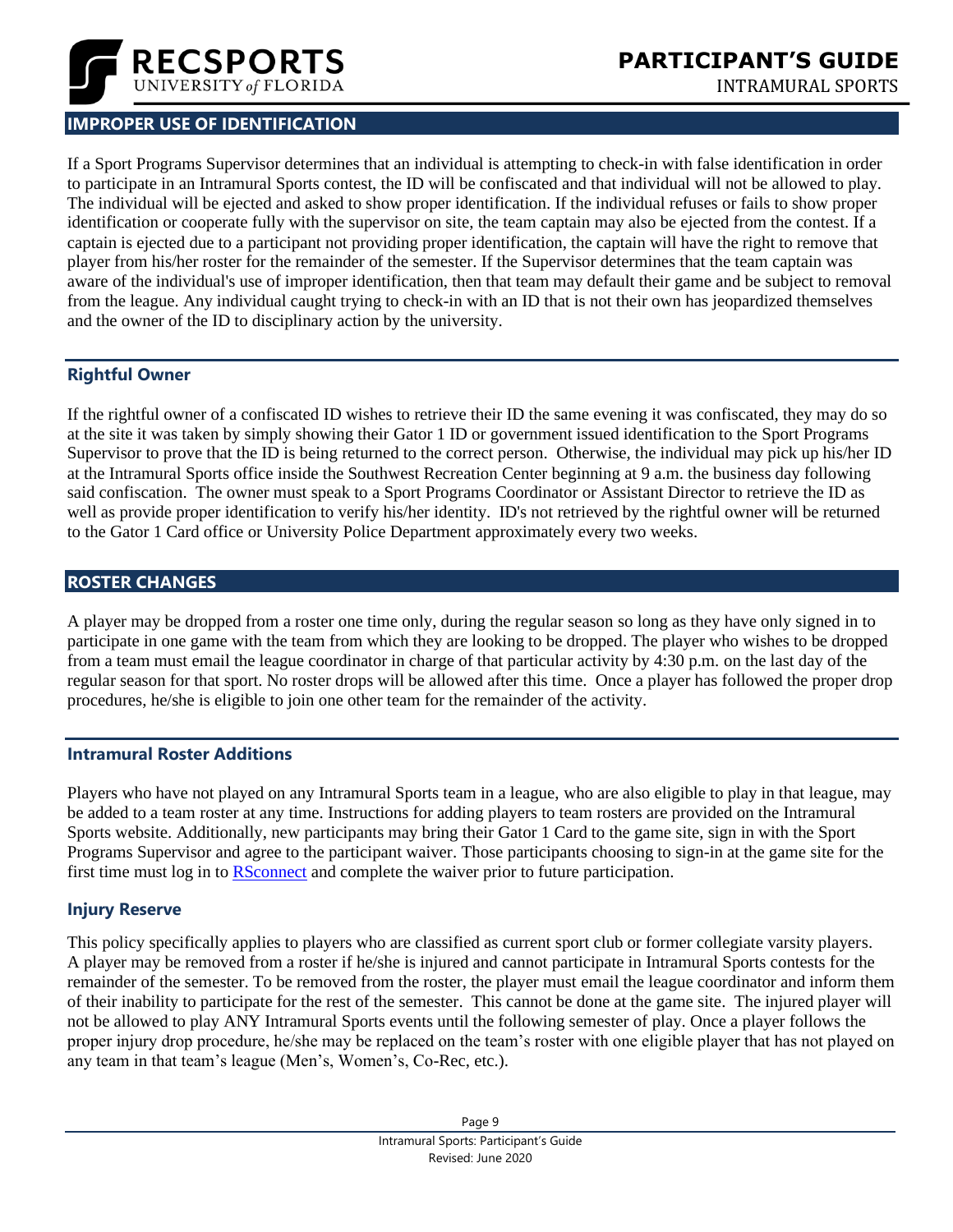## IMPROPER USE OF IDENTIFICATION

If a Sport Programs Supervisor determines that an individual is attempting to check-in with false identification in order to participate in an Intramural Sports contest, the ID will be confiscated and that individual will not be allowed to play. The individual will be ejected and asked to show proper identification. If the individual refuses or fails to show proper identification or cooperate fully with the supervisor on site, the team captain may also be ejected from the contest. If a captain is ejected due to a participant not providing proper identification, the captain will have the right to remove that player from his/her roster for the remainder of the semester. If the Supervisor determines that the team captain was aware of the individual's use of improper identification, then that team may default their game and be subject to removal from the league. Any individual caught trying to check-in with an ID that is not their own has jeopardized themselves and the owner of the ID to disciplinary action by the university.

### Rightful Owner

If the rightful owner of a confiscated ID wishes to retrieve their ID the same evening it was confiscated, they may do so at the site it was taken by simply showing their Gator 1 ID or government issued identification to the Sport Programs Supervisor to prove that the ID is being returned to the correct person. Otherwise, the individual may pick up his/her ID at the Intramural Sports office inside the Southwest Recreation Center beginning at 9 a.m. the business day following said confiscation. The owner must speak to a Sport Programs Coordinator or Assistant Director to retrieve the ID as well as provide proper identification to verify his/her identity. ID's not retrieved by the rightful owner will be returned to the Gator 1 Card office or University Police Department approximately every two weeks.

## ROSTER CHANGES

A player may be dropped from a roster one time only, during the regular season so long as they have only signed in to participate in one game with the team from which they are looking to be dropped. The player who wishes to be dropped from a team must email the league coordinator in charge of that particular activity by 4:30 p.m. on the last day of the regular season for that sport. No roster drops will be allowed after this time. Once a player has followed the proper drop procedures, he/she is eligible to join one other team for the remainder of the activity.

### Intramural Roster Additions

Players who have not played on any Intramural Sports team in a league, who are also eligible to play in that league, may be added to a team roster at any time. Instructions for adding players to team rosters are provided on the Intramural Sports website. Additionally, new participants may bring their Gator 1 Card to the game site, sign in with the Sport Programs Supervisor and agree to the participant waiver. Those participants choosing to sign-in at the game site for the first time must log in to RSconnect and complete the waiver prior to future participation.

### Injury Reserve

This policy specifically applies to players who are classified as current sport club or former collegiate varsity players. A player may be removed from a roster if he/she is injured and cannot participate in Intramural Sports contests for the remainder of the semester. To be removed from the roster, the player must email the league coordinator and inform them of their inability to participate for the rest of the semester. This cannot be done at the game site. The injured player will not be allowed to play ANY Intramural Sports events until the following semester of play. Once a player follows the proper injury drop procedure, he/she may be replaced on the team's roster with one eligible player that has not played on any team in that team's league (Men's, Women's, Co-Rec, etc.).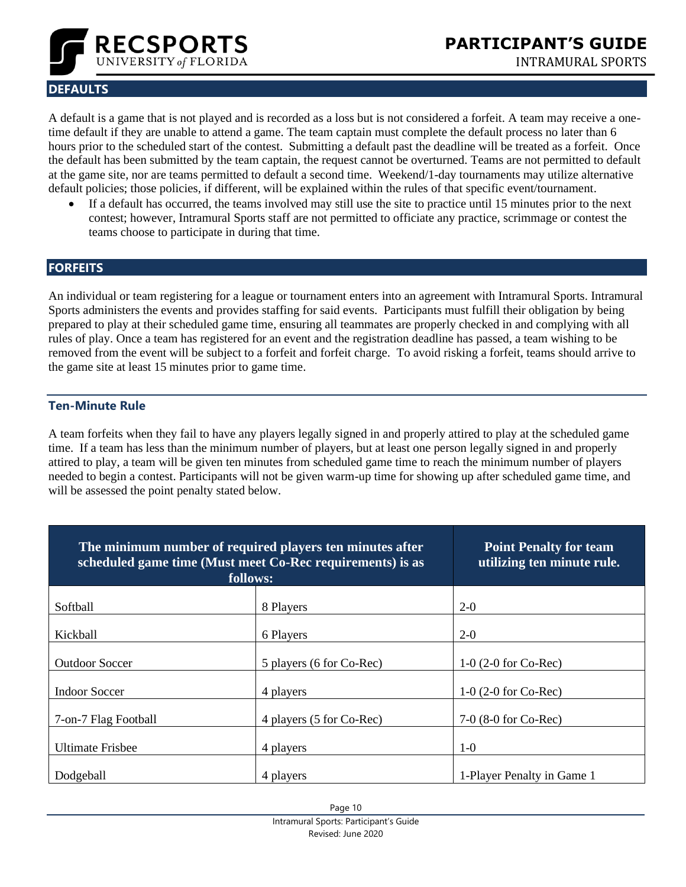## DEFAULTS

A default is a game that is not played and is recorded as a loss but is not considered a forfeit. A team may receive a one-time default if they are unable to attend a game. The team captain must complete the default process no later than 6 hours prior to the scheduled start of the contest. Submitting a default past the deadline will be treated as a forfeit. Once the default has been submitted by the team captain, the request cannot be overturned. Teams are not permitted to default at the game site, nor are teams permitted to default a second time. Weekend/1-day tournaments may utilize alternative default policies; those policies, if different, will be explained within the rules of that specific event/tournament.

- If a default has occurred, the teams involved may still use the site to practice until 15 minutes prior to the next contest; however, Intramural Sports staff are not permitted to officiate any practice, scrimmage or contest the teams choose to participate in during that time.

## FORFEITS

An individual or team registering for a league or tournament enters into an agreement with Intramural Sports. Intramural Sports administers the events and provides staffing for said events. Participants must fulfill their obligation by being prepared to play at their scheduled game time, ensuring all teammates are properly checked in and complying with all rules of play. Once a team has registered for an event and the registration deadline has passed, a team wishing to be removed from the event will be subject to a forfeit and forfeit charge. To avoid risking a forfeit, teams should arrive to the game site at least 15 minutes prior to game time.

### Ten-Minute Rule

A team forfeits when they fail to have any players legally signed in and properly attired to play at the scheduled game time. If a team has less than the minimum number of players, but at least one person legally signed in and properly attired to play, a team will be given ten minutes from scheduled game time to reach the minimum number of players needed to begin a contest. Participants will not be given warm-up time for showing up after scheduled game time, and will be assessed the point penalty stated below.

| The minimum number of required players ten minutes after scheduled game time (Must meet Co-Rec requirements) is as follows: | | Point Penalty for team utilizing ten minute rule. |
|---|---|---|
| Softball | 8 Players | 2-0 |
| Kickball | 6 Players | 2-0 |
| Outdoor Soccer | 5 players (6 for Co-Rec) | 1-0 (2-0 for Co-Rec) |
| Indoor Soccer | 4 players | 1-0 (2-0 for Co-Rec) |
| 7-on-7 Flag Football | 4 players (5 for Co-Rec) | 7-0 (8-0 for Co-Rec) |
| Ultimate Frisbee | 4 players | 1-0 |
| Dodgeball | 4 players | 1-Player Penalty in Game 1 |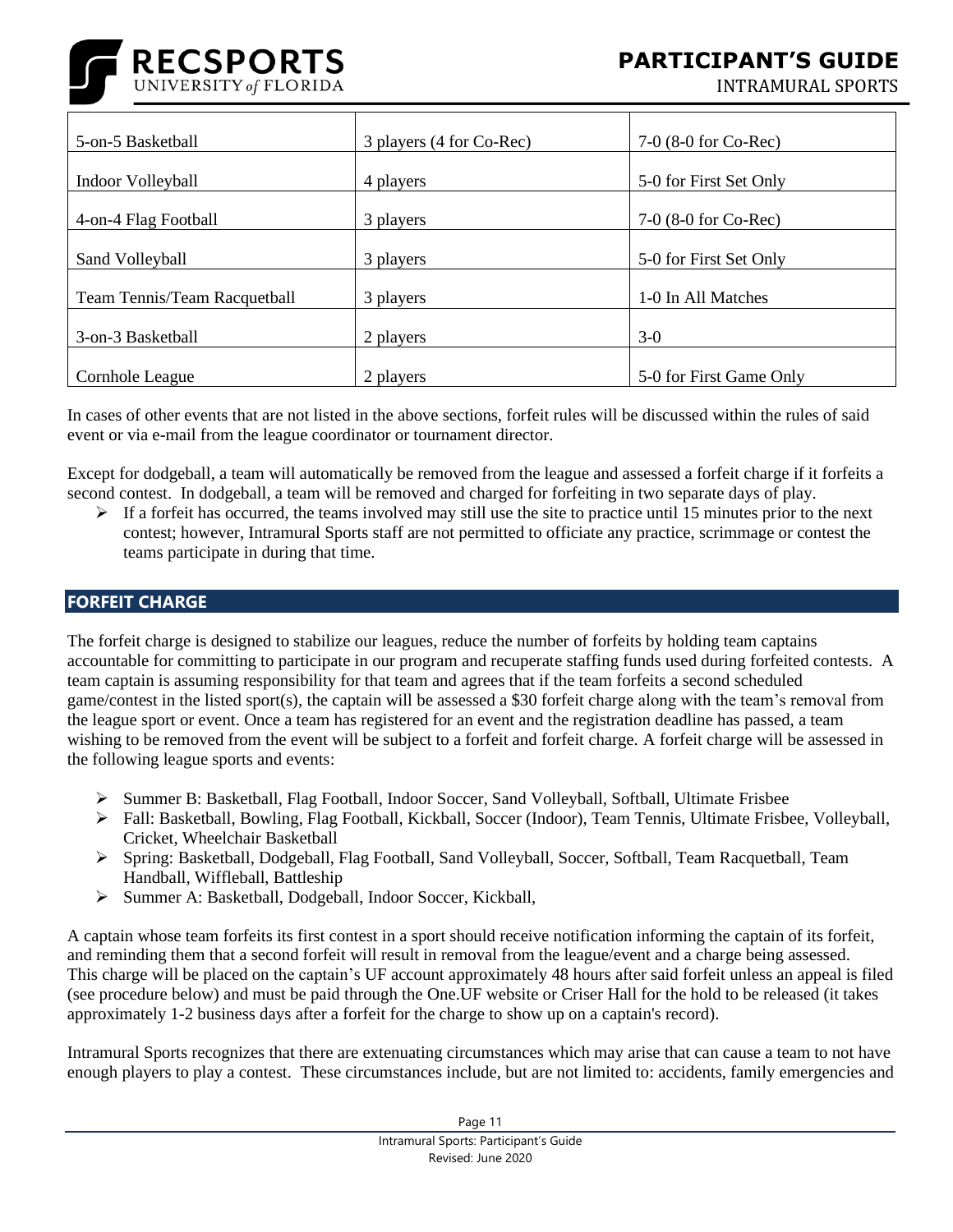| | | |
|---|---|---|
| 5-on-5 Basketball | 3 players (4 for Co-Rec) | 7-0 (8-0 for Co-Rec) |
| Indoor Volleyball | 4 players | 5-0 for First Set Only |
| 4-on-4 Flag Football | 3 players | 7-0 (8-0 for Co-Rec) |
| Sand Volleyball | 3 players | 5-0 for First Set Only |
| Team Tennis/Team Racquetball | 3 players | 1-0 In All Matches |
| 3-on-3 Basketball | 2 players | 3-0 |
| Cornhole League | 2 players | 5-0 for First Game Only |

In cases of other events that are not listed in the above sections, forfeit rules will be discussed within the rules of said event or via e-mail from the league coordinator or tournament director.

Except for dodgeball, a team will automatically be removed from the league and assessed a forfeit charge if it forfeits a second contest. In dodgeball, a team will be removed and charged for forfeiting in two separate days of play.

- If a forfeit has occurred, the teams involved may still use the site to practice until 15 minutes prior to the next contest; however, Intramural Sports staff are not permitted to officiate any practice, scrimmage or contest the teams participate in during that time.

## FORFEIT CHARGE

The forfeit charge is designed to stabilize our leagues, reduce the number of forfeits by holding team captains accountable for committing to participate in our program and recuperate staffing funds used during forfeited contests. A team captain is assuming responsibility for that team and agrees that if the team forfeits a second scheduled game/contest in the listed sport(s), the captain will be assessed a $30 forfeit charge along with the team's removal from the league sport or event. Once a team has registered for an event and the registration deadline has passed, a team wishing to be removed from the event will be subject to a forfeit and forfeit charge. A forfeit charge will be assessed in the following league sports and events:

- Summer B: Basketball, Flag Football, Indoor Soccer, Sand Volleyball, Softball, Ultimate Frisbee
- Fall: Basketball, Bowling, Flag Football, Kickball, Soccer (Indoor), Team Tennis, Ultimate Frisbee, Volleyball, Cricket, Wheelchair Basketball
- Spring: Basketball, Dodgeball, Flag Football, Sand Volleyball, Soccer, Softball, Team Racquetball, Team Handball, Wiffleball, Battleship
- Summer A: Basketball, Dodgeball, Indoor Soccer, Kickball,

A captain whose team forfeits its first contest in a sport should receive notification informing the captain of its forfeit, and reminding them that a second forfeit will result in removal from the league/event and a charge being assessed. This charge will be placed on the captain's UF account approximately 48 hours after said forfeit unless an appeal is filed (see procedure below) and must be paid through the One.UF website or Criser Hall for the hold to be released (it takes approximately 1-2 business days after a forfeit for the charge to show up on a captain's record).

Intramural Sports recognizes that there are extenuating circumstances which may arise that can cause a team to not have enough players to play a contest. These circumstances include, but are not limited to: accidents, family emergencies and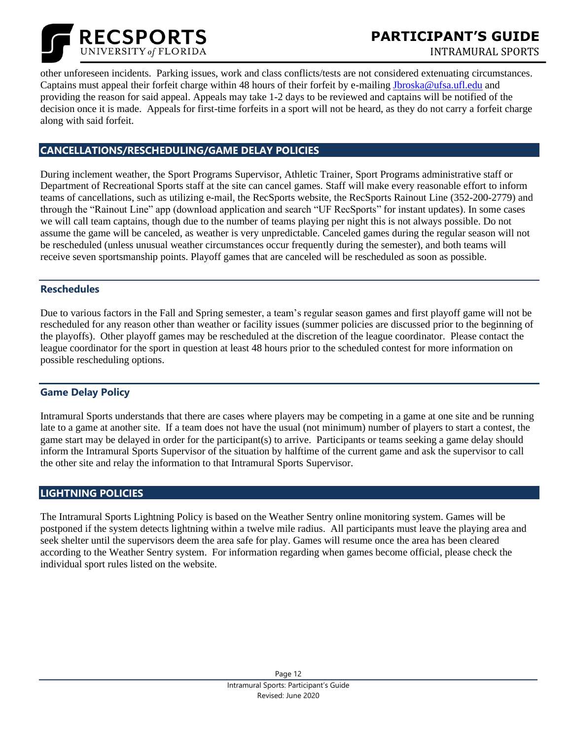other unforeseen incidents. Parking issues, work and class conflicts/tests are not considered extenuating circumstances. Captains must appeal their forfeit charge within 48 hours of their forfeit by e-mailing Jbroska@ufsa.ufl.edu and providing the reason for said appeal. Appeals may take 1-2 days to be reviewed and captains will be notified of the decision once it is made. Appeals for first-time forfeits in a sport will not be heard, as they do not carry a forfeit charge along with said forfeit.

## CANCELLATIONS/RESCHEDULING/GAME DELAY POLICIES

During inclement weather, the Sport Programs Supervisor, Athletic Trainer, Sport Programs administrative staff or Department of Recreational Sports staff at the site can cancel games. Staff will make every reasonable effort to inform teams of cancellations, such as utilizing e-mail, the RecSports website, the RecSports Rainout Line (352-200-2779) and through the "Rainout Line" app (download application and search "UF RecSports" for instant updates). In some cases we will call team captains, though due to the number of teams playing per night this is not always possible. Do not assume the game will be canceled, as weather is very unpredictable. Canceled games during the regular season will not be rescheduled (unless unusual weather circumstances occur frequently during the semester), and both teams will receive seven sportsmanship points. Playoff games that are canceled will be rescheduled as soon as possible.

### Reschedules

Due to various factors in the Fall and Spring semester, a team's regular season games and first playoff game will not be rescheduled for any reason other than weather or facility issues (summer policies are discussed prior to the beginning of the playoffs). Other playoff games may be rescheduled at the discretion of the league coordinator. Please contact the league coordinator for the sport in question at least 48 hours prior to the scheduled contest for more information on possible rescheduling options.

### Game Delay Policy

Intramural Sports understands that there are cases where players may be competing in a game at one site and be running late to a game at another site. If a team does not have the usual (not minimum) number of players to start a contest, the game start may be delayed in order for the participant(s) to arrive. Participants or teams seeking a game delay should inform the Intramural Sports Supervisor of the situation by halftime of the current game and ask the supervisor to call the other site and relay the information to that Intramural Sports Supervisor.

## LIGHTNING POLICIES

The Intramural Sports Lightning Policy is based on the Weather Sentry online monitoring system. Games will be postponed if the system detects lightning within a twelve mile radius. All participants must leave the playing area and seek shelter until the supervisors deem the area safe for play. Games will resume once the area has been cleared according to the Weather Sentry system. For information regarding when games become official, please check the individual sport rules listed on the website.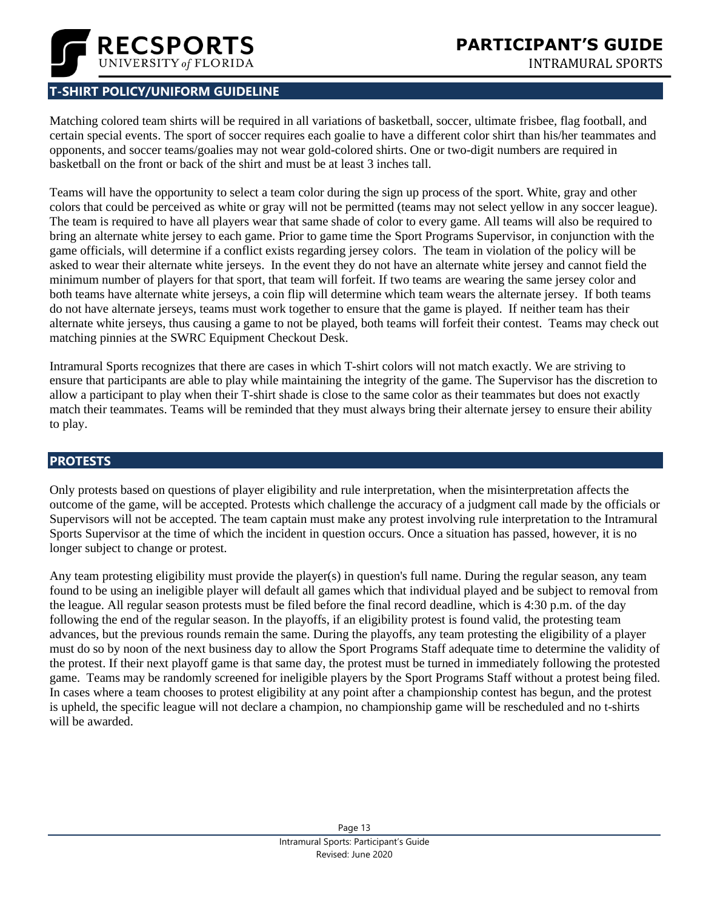## T-SHIRT POLICY/UNIFORM GUIDELINE

Matching colored team shirts will be required in all variations of basketball, soccer, ultimate frisbee, flag football, and certain special events. The sport of soccer requires each goalie to have a different color shirt than his/her teammates and opponents, and soccer teams/goalies may not wear gold-colored shirts. One or two-digit numbers are required in basketball on the front or back of the shirt and must be at least 3 inches tall.

Teams will have the opportunity to select a team color during the sign up process of the sport. White, gray and other colors that could be perceived as white or gray will not be permitted (teams may not select yellow in any soccer league). The team is required to have all players wear that same shade of color to every game. All teams will also be required to bring an alternate white jersey to each game. Prior to game time the Sport Programs Supervisor, in conjunction with the game officials, will determine if a conflict exists regarding jersey colors. The team in violation of the policy will be asked to wear their alternate white jerseys. In the event they do not have an alternate white jersey and cannot field the minimum number of players for that sport, that team will forfeit. If two teams are wearing the same jersey color and both teams have alternate white jerseys, a coin flip will determine which team wears the alternate jersey. If both teams do not have alternate jerseys, teams must work together to ensure that the game is played. If neither team has their alternate white jerseys, thus causing a game to not be played, both teams will forfeit their contest. Teams may check out matching pinnies at the SWRC Equipment Checkout Desk.

Intramural Sports recognizes that there are cases in which T-shirt colors will not match exactly. We are striving to ensure that participants are able to play while maintaining the integrity of the game. The Supervisor has the discretion to allow a participant to play when their T-shirt shade is close to the same color as their teammates but does not exactly match their teammates. Teams will be reminded that they must always bring their alternate jersey to ensure their ability to play.

## PROTESTS

Only protests based on questions of player eligibility and rule interpretation, when the misinterpretation affects the outcome of the game, will be accepted. Protests which challenge the accuracy of a judgment call made by the officials or Supervisors will not be accepted. The team captain must make any protest involving rule interpretation to the Intramural Sports Supervisor at the time of which the incident in question occurs. Once a situation has passed, however, it is no longer subject to change or protest.

Any team protesting eligibility must provide the player(s) in question's full name. During the regular season, any team found to be using an ineligible player will default all games which that individual played and be subject to removal from the league. All regular season protests must be filed before the final record deadline, which is 4:30 p.m. of the day following the end of the regular season. In the playoffs, if an eligibility protest is found valid, the protesting team advances, but the previous rounds remain the same. During the playoffs, any team protesting the eligibility of a player must do so by noon of the next business day to allow the Sport Programs Staff adequate time to determine the validity of the protest. If their next playoff game is that same day, the protest must be turned in immediately following the protested game. Teams may be randomly screened for ineligible players by the Sport Programs Staff without a protest being filed. In cases where a team chooses to protest eligibility at any point after a championship contest has begun, and the protest is upheld, the specific league will not declare a champion, no championship game will be rescheduled and no t-shirts will be awarded.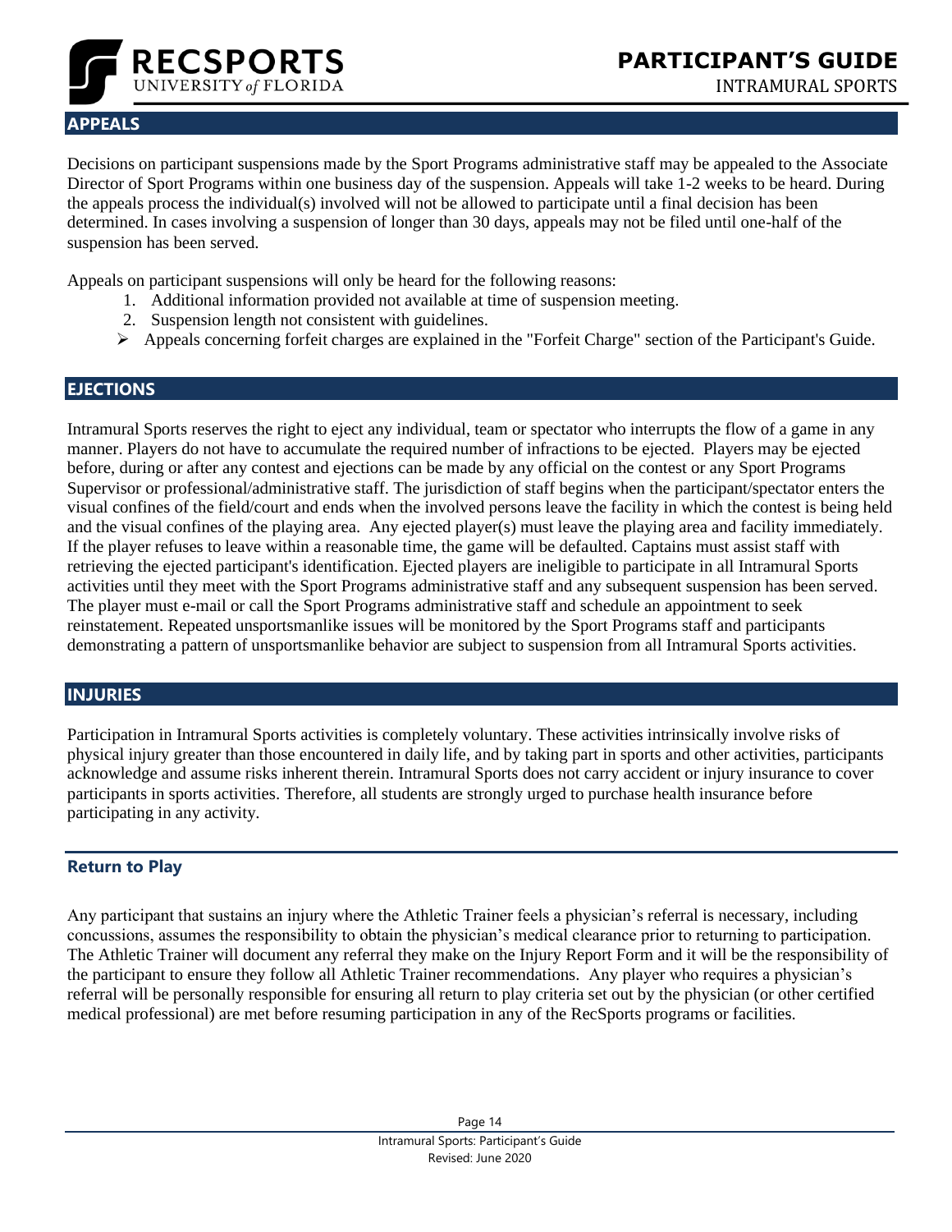## APPEALS

Decisions on participant suspensions made by the Sport Programs administrative staff may be appealed to the Associate Director of Sport Programs within one business day of the suspension. Appeals will take 1-2 weeks to be heard. During the appeals process the individual(s) involved will not be allowed to participate until a final decision has been determined. In cases involving a suspension of longer than 30 days, appeals may not be filed until one-half of the suspension has been served.

Appeals on participant suspensions will only be heard for the following reasons:

1. Additional information provided not available at time of suspension meeting.
2. Suspension length not consistent with guidelines.

- Appeals concerning forfeit charges are explained in the "Forfeit Charge" section of the Participant's Guide.

## EJECTIONS

Intramural Sports reserves the right to eject any individual, team or spectator who interrupts the flow of a game in any manner. Players do not have to accumulate the required number of infractions to be ejected. Players may be ejected before, during or after any contest and ejections can be made by any official on the contest or any Sport Programs Supervisor or professional/administrative staff. The jurisdiction of staff begins when the participant/spectator enters the visual confines of the field/court and ends when the involved persons leave the facility in which the contest is being held and the visual confines of the playing area. Any ejected player(s) must leave the playing area and facility immediately. If the player refuses to leave within a reasonable time, the game will be defaulted. Captains must assist staff with retrieving the ejected participant's identification. Ejected players are ineligible to participate in all Intramural Sports activities until they meet with the Sport Programs administrative staff and any subsequent suspension has been served. The player must e-mail or call the Sport Programs administrative staff and schedule an appointment to seek reinstatement. Repeated unsportsmanlike issues will be monitored by the Sport Programs staff and participants demonstrating a pattern of unsportsmanlike behavior are subject to suspension from all Intramural Sports activities.

## INJURIES

Participation in Intramural Sports activities is completely voluntary. These activities intrinsically involve risks of physical injury greater than those encountered in daily life, and by taking part in sports and other activities, participants acknowledge and assume risks inherent therein. Intramural Sports does not carry accident or injury insurance to cover participants in sports activities. Therefore, all students are strongly urged to purchase health insurance before participating in any activity.

### Return to Play

Any participant that sustains an injury where the Athletic Trainer feels a physician's referral is necessary, including concussions, assumes the responsibility to obtain the physician's medical clearance prior to returning to participation. The Athletic Trainer will document any referral they make on the Injury Report Form and it will be the responsibility of the participant to ensure they follow all Athletic Trainer recommendations. Any player who requires a physician's referral will be personally responsible for ensuring all return to play criteria set out by the physician (or other certified medical professional) are met before resuming participation in any of the RecSports programs or facilities.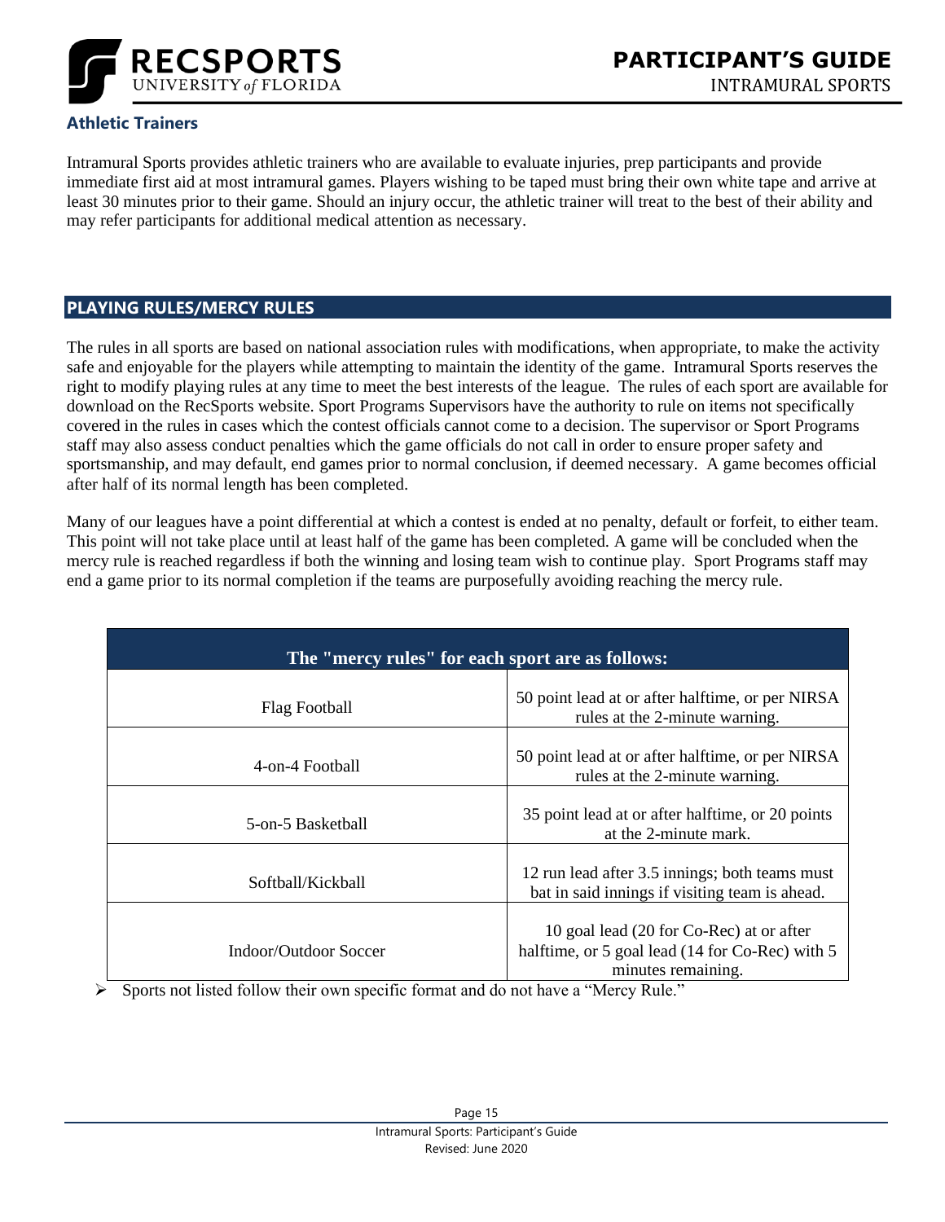### Athletic Trainers

Intramural Sports provides athletic trainers who are available to evaluate injuries, prep participants and provide immediate first aid at most intramural games. Players wishing to be taped must bring their own white tape and arrive at least 30 minutes prior to their game. Should an injury occur, the athletic trainer will treat to the best of their ability and may refer participants for additional medical attention as necessary.

## PLAYING RULES/MERCY RULES

The rules in all sports are based on national association rules with modifications, when appropriate, to make the activity safe and enjoyable for the players while attempting to maintain the identity of the game. Intramural Sports reserves the right to modify playing rules at any time to meet the best interests of the league. The rules of each sport are available for download on the RecSports website. Sport Programs Supervisors have the authority to rule on items not specifically covered in the rules in cases which the contest officials cannot come to a decision. The supervisor or Sport Programs staff may also assess conduct penalties which the game officials do not call in order to ensure proper safety and sportsmanship, and may default, end games prior to normal conclusion, if deemed necessary. A game becomes official after half of its normal length has been completed.

Many of our leagues have a point differential at which a contest is ended at no penalty, default or forfeit, to either team. This point will not take place until at least half of the game has been completed. A game will be concluded when the mercy rule is reached regardless if both the winning and losing team wish to continue play. Sport Programs staff may end a game prior to its normal completion if the teams are purposefully avoiding reaching the mercy rule.

| The "mercy rules" for each sport are as follows: | |
|---|---|
| Flag Football | 50 point lead at or after halftime, or per NIRSA rules at the 2-minute warning. |
| 4-on-4 Football | 50 point lead at or after halftime, or per NIRSA rules at the 2-minute warning. |
| 5-on-5 Basketball | 35 point lead at or after halftime, or 20 points at the 2-minute mark. |
| Softball/Kickball | 12 run lead after 3.5 innings; both teams must bat in said innings if visiting team is ahead. |
| Indoor/Outdoor Soccer | 10 goal lead (20 for Co-Rec) at or after halftime, or 5 goal lead (14 for Co-Rec) with 5 minutes remaining. |

- Sports not listed follow their own specific format and do not have a "Mercy Rule."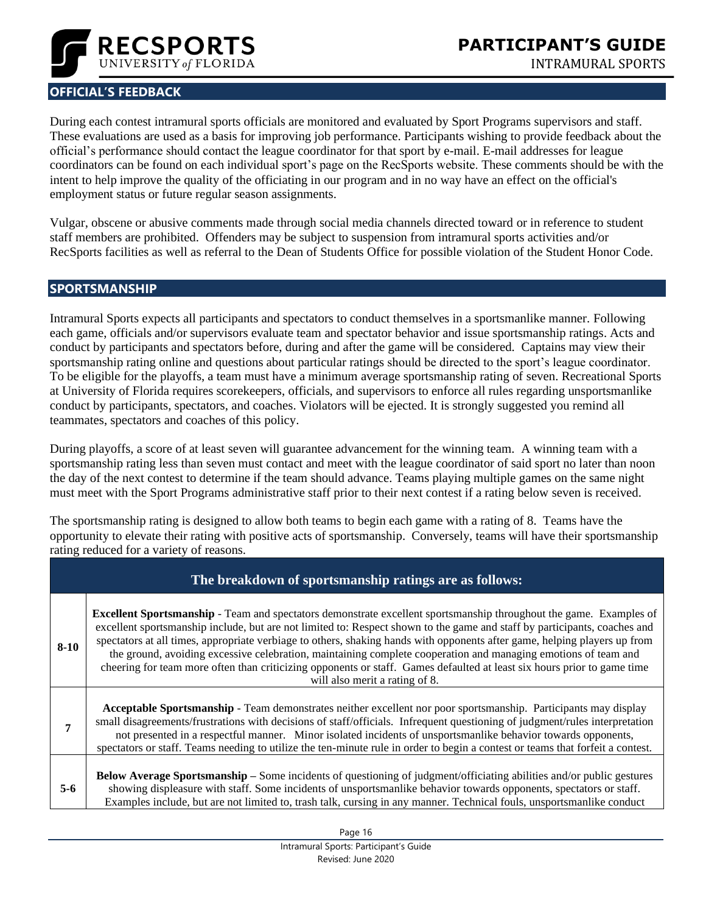## OFFICIAL'S FEEDBACK

During each contest intramural sports officials are monitored and evaluated by Sport Programs supervisors and staff. These evaluations are used as a basis for improving job performance. Participants wishing to provide feedback about the official's performance should contact the league coordinator for that sport by e-mail. E-mail addresses for league coordinators can be found on each individual sport's page on the RecSports website. These comments should be with the intent to help improve the quality of the officiating in our program and in no way have an effect on the official's employment status or future regular season assignments.

Vulgar, obscene or abusive comments made through social media channels directed toward or in reference to student staff members are prohibited. Offenders may be subject to suspension from intramural sports activities and/or RecSports facilities as well as referral to the Dean of Students Office for possible violation of the Student Honor Code.

## SPORTSMANSHIP

Intramural Sports expects all participants and spectators to conduct themselves in a sportsmanlike manner. Following each game, officials and/or supervisors evaluate team and spectator behavior and issue sportsmanship ratings. Acts and conduct by participants and spectators before, during and after the game will be considered. Captains may view their sportsmanship rating online and questions about particular ratings should be directed to the sport's league coordinator. To be eligible for the playoffs, a team must have a minimum average sportsmanship rating of seven. Recreational Sports at University of Florida requires scorekeepers, officials, and supervisors to enforce all rules regarding unsportsmanlike conduct by participants, spectators, and coaches. Violators will be ejected. It is strongly suggested you remind all teammates, spectators and coaches of this policy.

During playoffs, a score of at least seven will guarantee advancement for the winning team. A winning team with a sportsmanship rating less than seven must contact and meet with the league coordinator of said sport no later than noon the day of the next contest to determine if the team should advance. Teams playing multiple games on the same night must meet with the Sport Programs administrative staff prior to their next contest if a rating below seven is received.

The sportsmanship rating is designed to allow both teams to begin each game with a rating of 8. Teams have the opportunity to elevate their rating with positive acts of sportsmanship. Conversely, teams will have their sportsmanship rating reduced for a variety of reasons.

| The breakdown of sportsmanship ratings are as follows: | |
|---|---|
| **8-10** | **Excellent Sportsmanship** - Team and spectators demonstrate excellent sportsmanship throughout the game. Examples of excellent sportsmanship include, but are not limited to: Respect shown to the game and staff by participants, coaches and spectators at all times, appropriate verbiage to others, shaking hands with opponents after game, helping players up from the ground, avoiding excessive celebration, maintaining complete cooperation and managing emotions of team and cheering for team more often than criticizing opponents or staff. Games defaulted at least six hours prior to game time will also merit a rating of 8. |
| **7** | **Acceptable Sportsmanship** - Team demonstrates neither excellent nor poor sportsmanship. Participants may display small disagreements/frustrations with decisions of staff/officials. Infrequent questioning of judgment/rules interpretation not presented in a respectful manner. Minor isolated incidents of unsportsmanlike behavior towards opponents, spectators or staff. Teams needing to utilize the ten-minute rule in order to begin a contest or teams that forfeit a contest. |
| **5-6** | **Below Average Sportsmanship** – Some incidents of questioning of judgment/officiating abilities and/or public gestures showing displeasure with staff. Some incidents of unsportsmanlike behavior towards opponents, spectators or staff. Examples include, but are not limited to, trash talk, cursing in any manner. Technical fouls, unsportsmanlike conduct |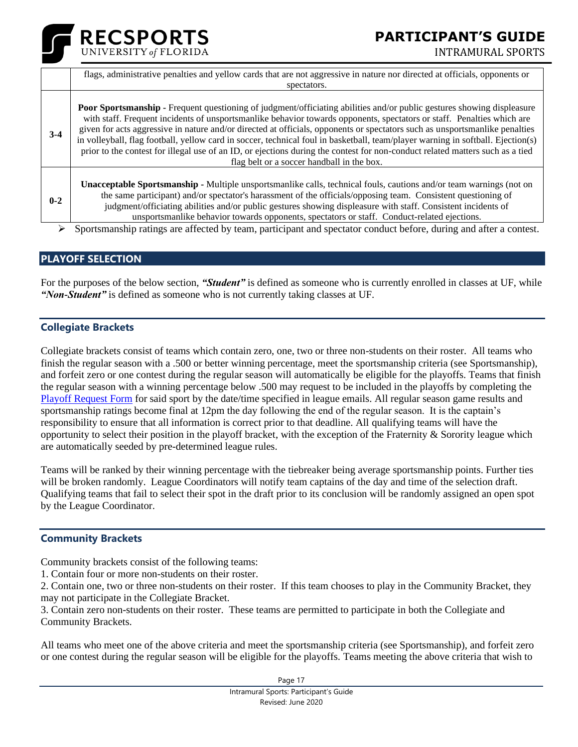| | |
|---|---|
| | flags, administrative penalties and yellow cards that are not aggressive in nature nor directed at officials, opponents or spectators. |
| 3-4 | **Poor Sportsmanship -** Frequent questioning of judgment/officiating abilities and/or public gestures showing displeasure with staff. Frequent incidents of unsportsmanlike behavior towards opponents, spectators or staff. Penalties which are given for acts aggressive in nature and/or directed at officials, opponents or spectators such as unsportsmanlike penalties in volleyball, flag football, yellow card in soccer, technical foul in basketball, team/player warning in softball. Ejection(s) prior to the contest for illegal use of an ID, or ejections during the contest for non-conduct related matters such as a tied flag belt or a soccer handball in the box. |
| 0-2 | **Unacceptable Sportsmanship -** Multiple unsportsmanlike calls, technical fouls, cautions and/or team warnings (not on the same participant) and/or spectator's harassment of the officials/opposing team. Consistent questioning of judgment/officiating abilities and/or public gestures showing displeasure with staff. Consistent incidents of unsportsmanlike behavior towards opponents, spectators or staff. Conduct-related ejections. |

- Sportsmanship ratings are affected by team, participant and spectator conduct before, during and after a contest.

## PLAYOFF SELECTION

For the purposes of the below section, ***"Student"*** is defined as someone who is currently enrolled in classes at UF, while ***"Non-Student"*** is defined as someone who is not currently taking classes at UF.

### Collegiate Brackets

Collegiate brackets consist of teams which contain zero, one, two or three non-students on their roster. All teams who finish the regular season with a .500 or better winning percentage, meet the sportsmanship criteria (see Sportsmanship), and forfeit zero or one contest during the regular season will automatically be eligible for the playoffs. Teams that finish the regular season with a winning percentage below .500 may request to be included in the playoffs by completing the Playoff Request Form for said sport by the date/time specified in league emails. All regular season game results and sportsmanship ratings become final at 12pm the day following the end of the regular season. It is the captain's responsibility to ensure that all information is correct prior to that deadline. All qualifying teams will have the opportunity to select their position in the playoff bracket, with the exception of the Fraternity & Sorority league which are automatically seeded by pre-determined league rules.

Teams will be ranked by their winning percentage with the tiebreaker being average sportsmanship points. Further ties will be broken randomly. League Coordinators will notify team captains of the day and time of the selection draft. Qualifying teams that fail to select their spot in the draft prior to its conclusion will be randomly assigned an open spot by the League Coordinator.

### Community Brackets

Community brackets consist of the following teams:

1. Contain four or more non-students on their roster.
2. Contain one, two or three non-students on their roster. If this team chooses to play in the Community Bracket, they may not participate in the Collegiate Bracket.
3. Contain zero non-students on their roster. These teams are permitted to participate in both the Collegiate and Community Brackets.

All teams who meet one of the above criteria and meet the sportsmanship criteria (see Sportsmanship), and forfeit zero or one contest during the regular season will be eligible for the playoffs. Teams meeting the above criteria that wish to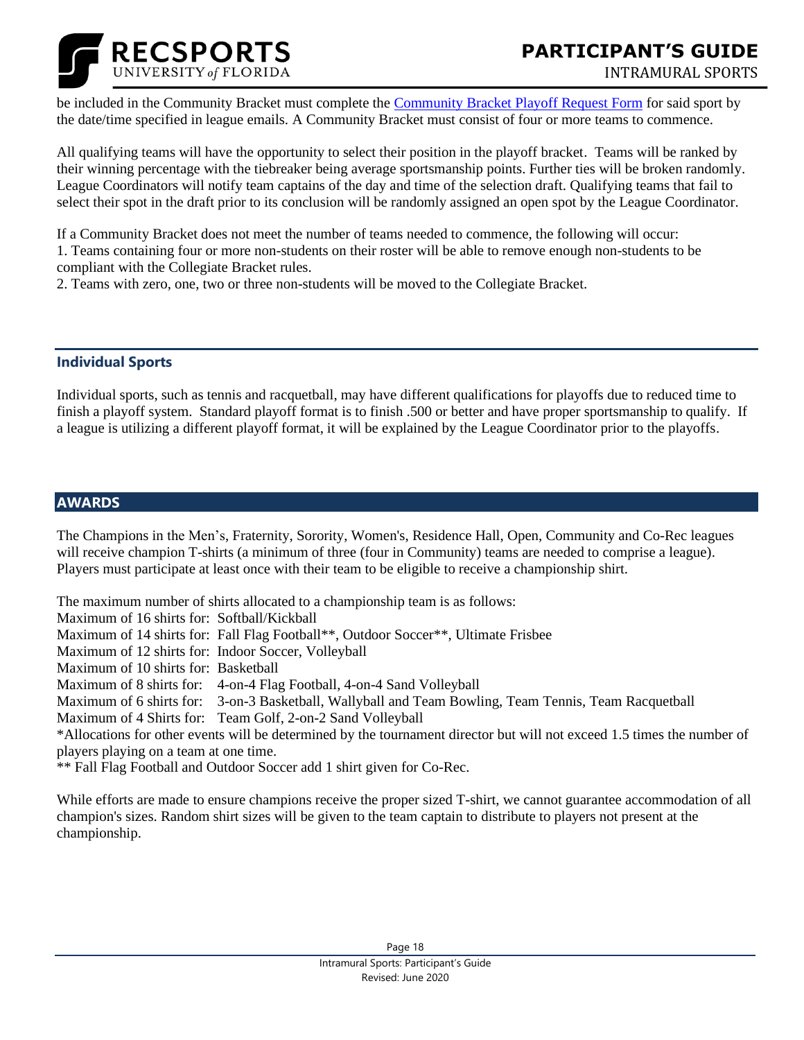be included in the Community Bracket must complete the [Community Bracket Playoff Request Form] for said sport by the date/time specified in league emails. A Community Bracket must consist of four or more teams to commence.

All qualifying teams will have the opportunity to select their position in the playoff bracket. Teams will be ranked by their winning percentage with the tiebreaker being average sportsmanship points. Further ties will be broken randomly. League Coordinators will notify team captains of the day and time of the selection draft. Qualifying teams that fail to select their spot in the draft prior to its conclusion will be randomly assigned an open spot by the League Coordinator.

If a Community Bracket does not meet the number of teams needed to commence, the following will occur:
1. Teams containing four or more non-students on their roster will be able to remove enough non-students to be compliant with the Collegiate Bracket rules.
2. Teams with zero, one, two or three non-students will be moved to the Collegiate Bracket.

### Individual Sports

Individual sports, such as tennis and racquetball, may have different qualifications for playoffs due to reduced time to finish a playoff system. Standard playoff format is to finish .500 or better and have proper sportsmanship to qualify. If a league is utilizing a different playoff format, it will be explained by the League Coordinator prior to the playoffs.

## AWARDS

The Champions in the Men's, Fraternity, Sorority, Women's, Residence Hall, Open, Community and Co-Rec leagues will receive champion T-shirts (a minimum of three (four in Community) teams are needed to comprise a league). Players must participate at least once with their team to be eligible to receive a championship shirt.

The maximum number of shirts allocated to a championship team is as follows:
Maximum of 16 shirts for: Softball/Kickball
Maximum of 14 shirts for: Fall Flag Football**, Outdoor Soccer**, Ultimate Frisbee
Maximum of 12 shirts for: Indoor Soccer, Volleyball
Maximum of 10 shirts for: Basketball
Maximum of 8 shirts for: 4-on-4 Flag Football, 4-on-4 Sand Volleyball
Maximum of 6 shirts for: 3-on-3 Basketball, Wallyball and Team Bowling, Team Tennis, Team Racquetball
Maximum of 4 Shirts for: Team Golf, 2-on-2 Sand Volleyball
*Allocations for other events will be determined by the tournament director but will not exceed 1.5 times the number of players playing on a team at one time.
** Fall Flag Football and Outdoor Soccer add 1 shirt given for Co-Rec.

While efforts are made to ensure champions receive the proper sized T-shirt, we cannot guarantee accommodation of all champion's sizes. Random shirt sizes will be given to the team captain to distribute to players not present at the championship.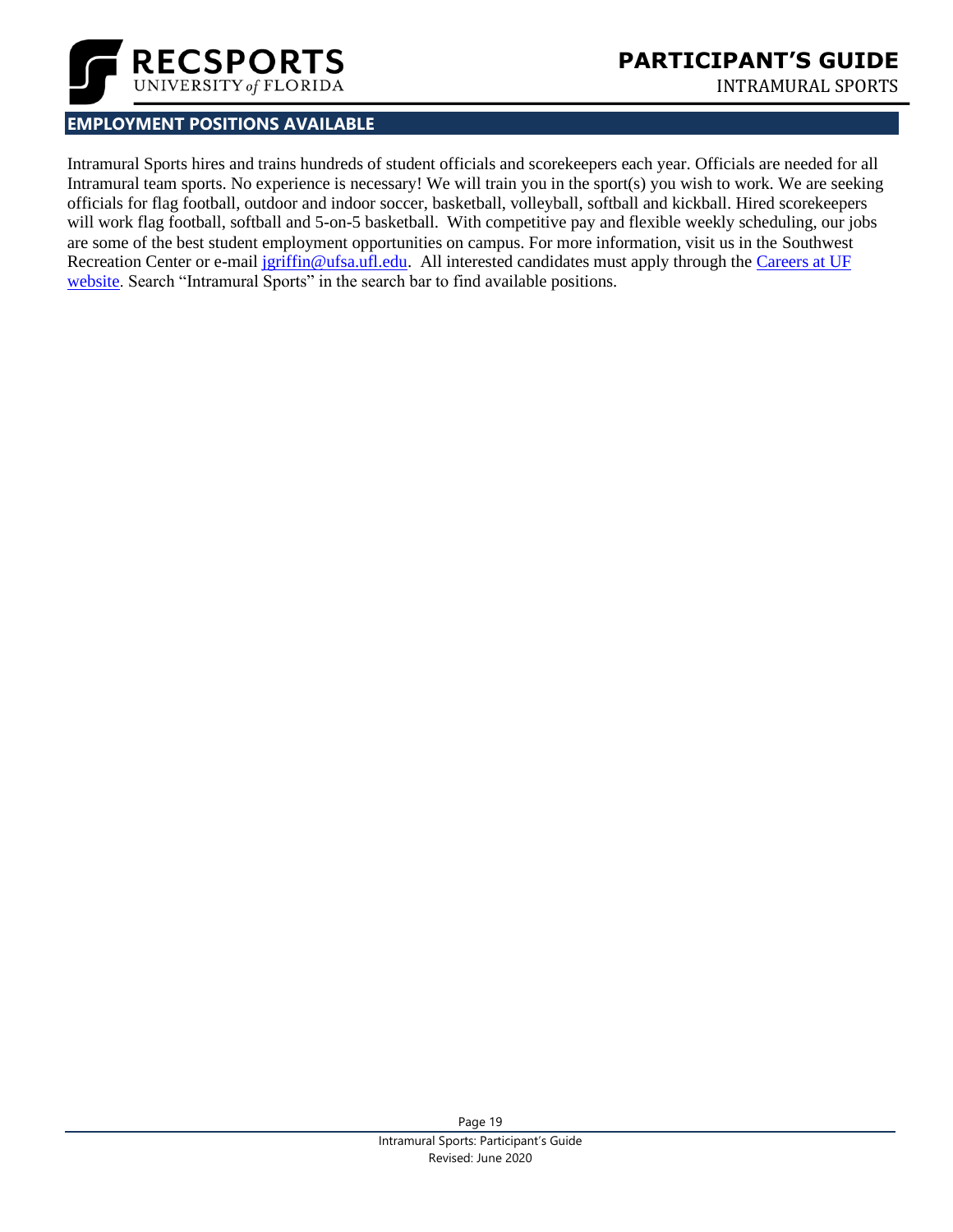## EMPLOYMENT POSITIONS AVAILABLE

Intramural Sports hires and trains hundreds of student officials and scorekeepers each year. Officials are needed for all Intramural team sports. No experience is necessary! We will train you in the sport(s) you wish to work. We are seeking officials for flag football, outdoor and indoor soccer, basketball, volleyball, softball and kickball. Hired scorekeepers will work flag football, softball and 5-on-5 basketball. With competitive pay and flexible weekly scheduling, our jobs are some of the best student employment opportunities on campus. For more information, visit us in the Southwest Recreation Center or e-mail jgriffin@ufsa.ufl.edu. All interested candidates must apply through the Careers at UF website. Search "Intramural Sports" in the search bar to find available positions.